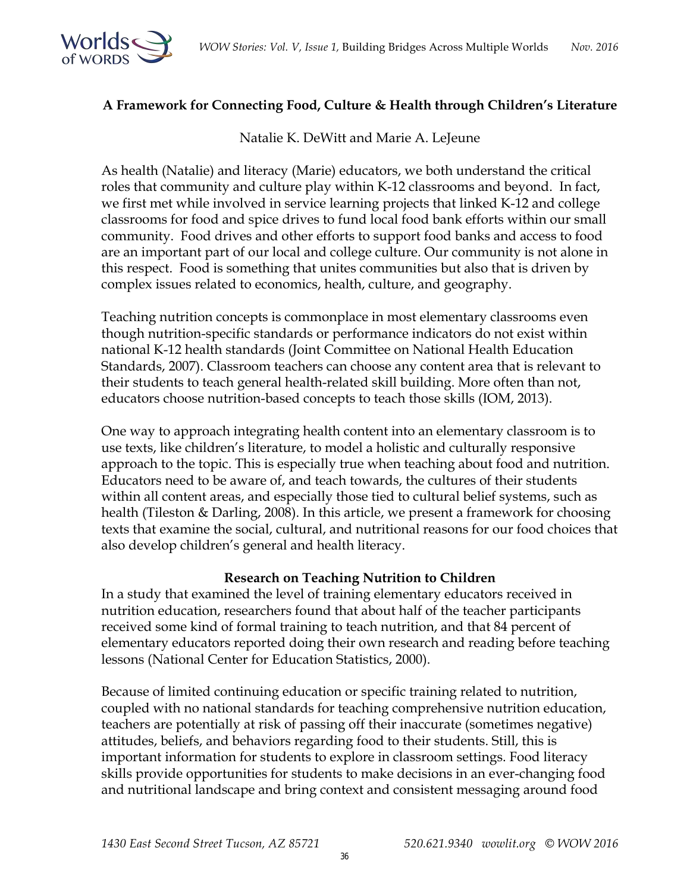## A Framework for Connecting Food, Culture & Health through Children's Literature

Natalie K. DeWitt and Marie A. LeJeune

As health (Natalie) and literacy (Marie) educators, we both understand the critical roles that community and culture play within K-12 classrooms and beyond. In fact, we first met while involved in service learning projects that linked K-12 and college classrooms for food and spice drives to fund local food bank efforts within our small community. Food drives and other efforts to support food banks and access to food are an important part of our local and college culture. Our community is not alone in this respect. Food is something that unites communities but also that is driven by complex issues related to economics, health, culture, and geography.

Teaching nutrition concepts is commonplace in most elementary classrooms even though nutrition-specific standards or performance indicators do not exist within national K-12 health standards (Joint Committee on National Health Education Standards, 2007). Classroom teachers can choose any content area that is relevant to their students to teach general health-related skill building. More often than not, educators choose nutrition-based concepts to teach those skills (IOM, 2013).

One way to approach integrating health content into an elementary classroom is to use texts, like children's literature, to model a holistic and culturally responsive approach to the topic. This is especially true when teaching about food and nutrition. Educators need to be aware of, and teach towards, the cultures of their students within all content areas, and especially those tied to cultural belief systems, such as health (Tileston & Darling, 2008). In this article, we present a framework for choosing texts that examine the social, cultural, and nutritional reasons for our food choices that also develop children's general and health literacy.

### Research on Teaching Nutrition to Children

In a study that examined the level of training elementary educators received in nutrition education, researchers found that about half of the teacher participants received some kind of formal training to teach nutrition, and that 84 percent of elementary educators reported doing their own research and reading before teaching lessons (National Center for Education Statistics, 2000).

Because of limited continuing education or specific training related to nutrition, coupled with no national standards for teaching comprehensive nutrition education, teachers are potentially at risk of passing off their inaccurate (sometimes negative) attitudes, beliefs, and behaviors regarding food to their students. Still, this is important information for students to explore in classroom settings. Food literacy skills provide opportunities for students to make decisions in an ever-changing food and nutritional landscape and bring context and consistent messaging around food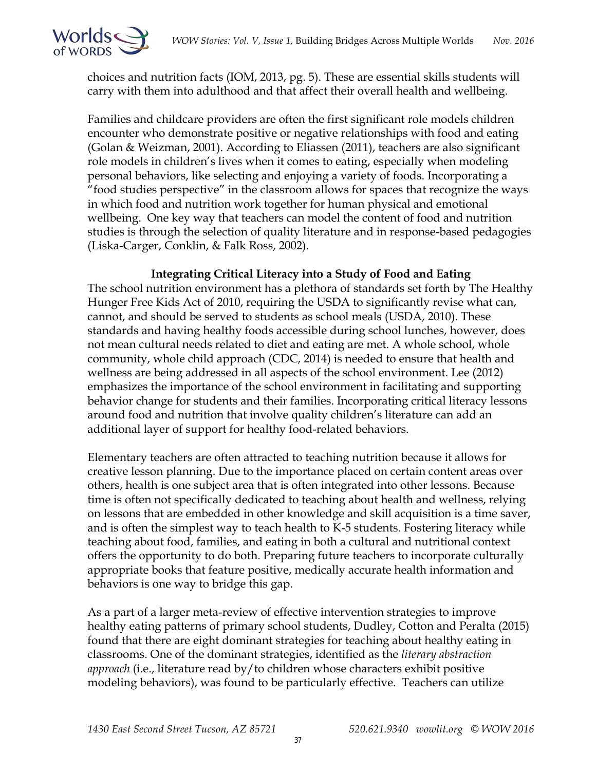choices and nutrition facts (IOM, 2013, pg. 5). These are essential skills students will carry with them into adulthood and that affect their overall health and wellbeing.

Families and childcare providers are often the first significant role models children encounter who demonstrate positive or negative relationships with food and eating (Golan & Weizman, 2001). According to Eliassen (2011), teachers are also significant role models in children's lives when it comes to eating, especially when modeling personal behaviors, like selecting and enjoying a variety of foods. Incorporating a "food studies perspective" in the classroom allows for spaces that recognize the ways in which food and nutrition work together for human physical and emotional wellbeing. One key way that teachers can model the content of food and nutrition studies is through the selection of quality literature and in response-based pedagogies (Liska-Carger, Conklin, & Falk Ross, 2002).

## Integrating Critical Literacy into a Study of Food and Eating

The school nutrition environment has a plethora of standards set forth by The Healthy Hunger Free Kids Act of 2010, requiring the USDA to significantly revise what can, cannot, and should be served to students as school meals (USDA, 2010). These standards and having healthy foods accessible during school lunches, however, does not mean cultural needs related to diet and eating are met. A whole school, whole community, whole child approach (CDC, 2014) is needed to ensure that health and wellness are being addressed in all aspects of the school environment. Lee (2012) emphasizes the importance of the school environment in facilitating and supporting behavior change for students and their families. Incorporating critical literacy lessons around food and nutrition that involve quality children's literature can add an additional layer of support for healthy food-related behaviors.

Elementary teachers are often attracted to teaching nutrition because it allows for creative lesson planning. Due to the importance placed on certain content areas over others, health is one subject area that is often integrated into other lessons. Because time is often not specifically dedicated to teaching about health and wellness, relying on lessons that are embedded in other knowledge and skill acquisition is a time saver, and is often the simplest way to teach health to K-5 students. Fostering literacy while teaching about food, families, and eating in both a cultural and nutritional context offers the opportunity to do both. Preparing future teachers to incorporate culturally appropriate books that feature positive, medically accurate health information and behaviors is one way to bridge this gap.

As a part of a larger meta-review of effective intervention strategies to improve healthy eating patterns of primary school students, Dudley, Cotton and Peralta (2015) found that there are eight dominant strategies for teaching about healthy eating in classrooms. One of the dominant strategies, identified as the *literary abstraction approach* (i.e., literature read by/to children whose characters exhibit positive modeling behaviors), was found to be particularly effective. Teachers can utilize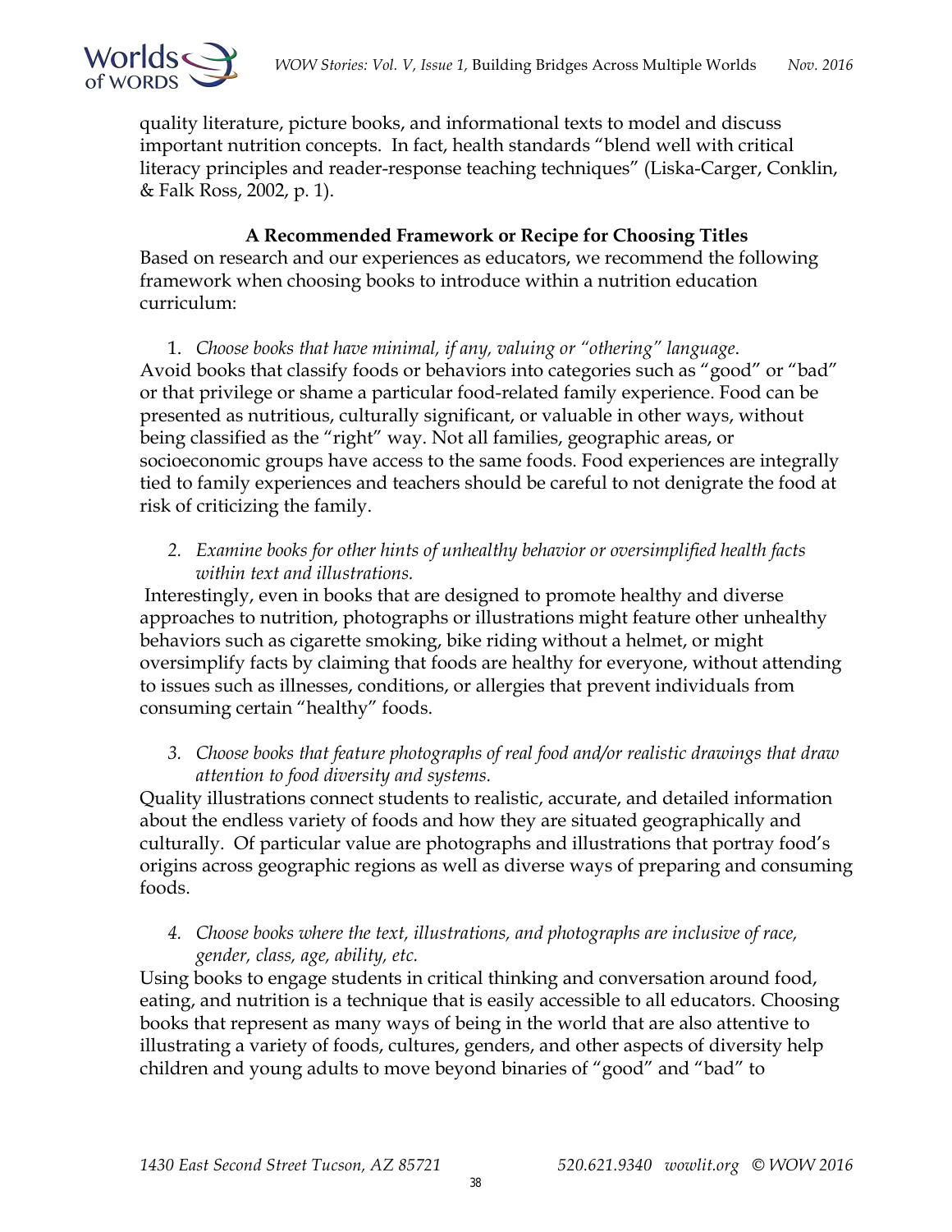quality literature, picture books, and informational texts to model and discuss important nutrition concepts. In fact, health standards "blend well with critical literacy principles and reader-response teaching techniques" (Liska-Carger, Conklin, & Falk Ross, 2002, p. 1).

## A Recommended Framework or Recipe for Choosing Titles

Based on research and our experiences as educators, we recommend the following framework when choosing books to introduce within a nutrition education curriculum:

1. *Choose books that have minimal, if any, valuing or "othering" language.*

Avoid books that classify foods or behaviors into categories such as "good" or "bad" or that privilege or shame a particular food-related family experience. Food can be presented as nutritious, culturally significant, or valuable in other ways, without being classified as the "right" way. Not all families, geographic areas, or socioeconomic groups have access to the same foods. Food experiences are integrally tied to family experiences and teachers should be careful to not denigrate the food at risk of criticizing the family.

2. *Examine books for other hints of unhealthy behavior or oversimplified health facts within text and illustrations.*

Interestingly, even in books that are designed to promote healthy and diverse approaches to nutrition, photographs or illustrations might feature other unhealthy behaviors such as cigarette smoking, bike riding without a helmet, or might oversimplify facts by claiming that foods are healthy for everyone, without attending to issues such as illnesses, conditions, or allergies that prevent individuals from consuming certain "healthy" foods.

3. *Choose books that feature photographs of real food and/or realistic drawings that draw attention to food diversity and systems.*

Quality illustrations connect students to realistic, accurate, and detailed information about the endless variety of foods and how they are situated geographically and culturally. Of particular value are photographs and illustrations that portray food's origins across geographic regions as well as diverse ways of preparing and consuming foods.

4. *Choose books where the text, illustrations, and photographs are inclusive of race, gender, class, age, ability, etc.*

Using books to engage students in critical thinking and conversation around food, eating, and nutrition is a technique that is easily accessible to all educators. Choosing books that represent as many ways of being in the world that are also attentive to illustrating a variety of foods, cultures, genders, and other aspects of diversity help children and young adults to move beyond binaries of "good" and "bad" to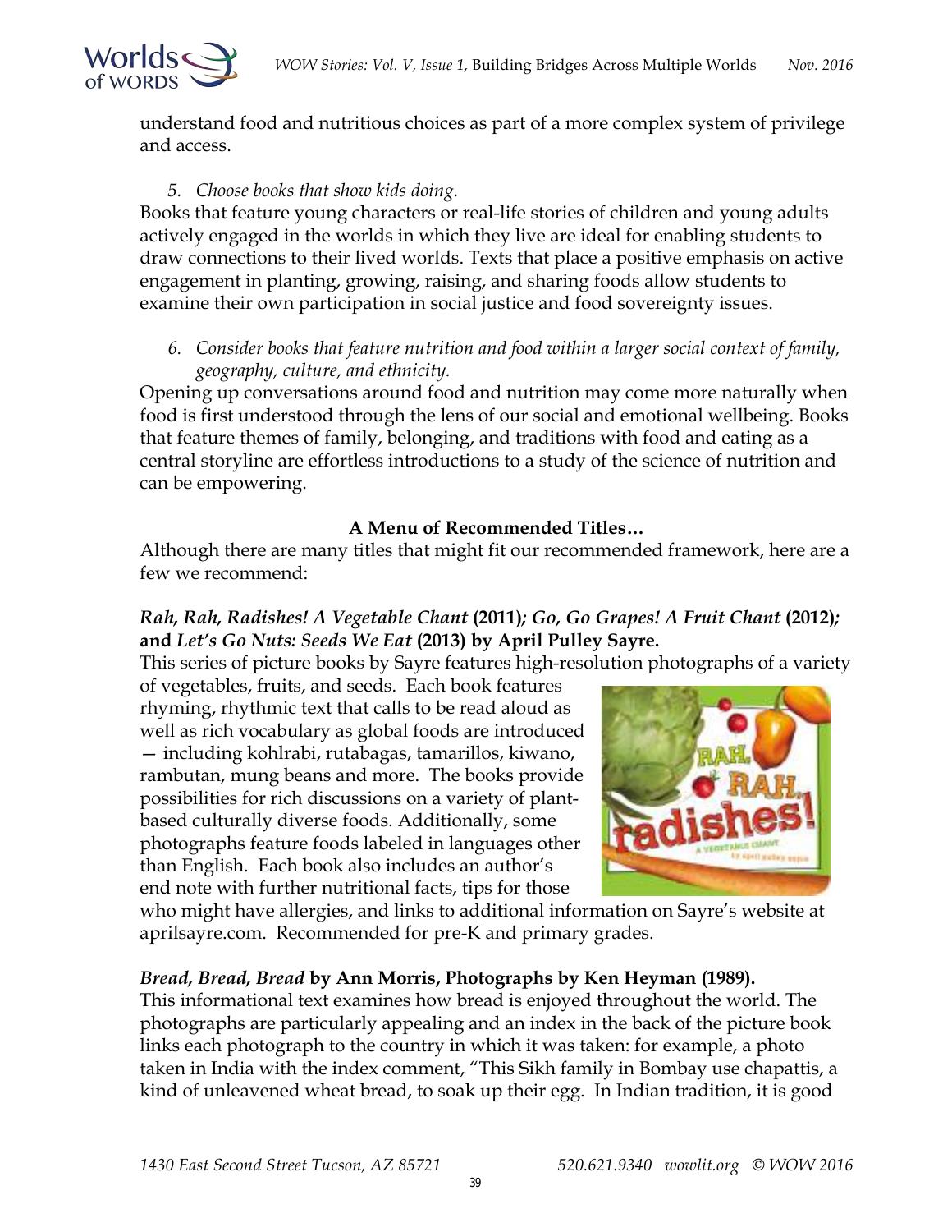understand food and nutritious choices as part of a more complex system of privilege and access.

5. *Choose books that show kids doing.*

Books that feature young characters or real-life stories of children and young adults actively engaged in the worlds in which they live are ideal for enabling students to draw connections to their lived worlds. Texts that place a positive emphasis on active engagement in planting, growing, raising, and sharing foods allow students to examine their own participation in social justice and food sovereignty issues.

6. *Consider books that feature nutrition and food within a larger social context of family, geography, culture, and ethnicity.*

Opening up conversations around food and nutrition may come more naturally when food is first understood through the lens of our social and emotional wellbeing. Books that feature themes of family, belonging, and traditions with food and eating as a central storyline are effortless introductions to a study of the science of nutrition and can be empowering.

**A Menu of Recommended Titles…**

Although there are many titles that might fit our recommended framework, here are a few we recommend:

***Rah, Rah, Radishes! A Vegetable Chant* (2011)*;* *Go, Go Grapes! A Fruit Chant* (2012)*;* and *Let's Go Nuts: Seeds We Eat* (2013) by April Pulley Sayre.**

This series of picture books by Sayre features high-resolution photographs of a variety of vegetables, fruits, and seeds. Each book features rhyming, rhythmic text that calls to be read aloud as well as rich vocabulary as global foods are introduced — including kohlrabi, rutabagas, tamarillos, kiwano, rambutan, mung beans and more. The books provide possibilities for rich discussions on a variety of plant-based culturally diverse foods. Additionally, some photographs feature foods labeled in languages other than English. Each book also includes an author's end note with further nutritional facts, tips for those who might have allergies, and links to additional information on Sayre's website at aprilsayre.com. Recommended for pre-K and primary grades.

***Bread, Bread, Bread* by Ann Morris, Photographs by Ken Heyman (1989).**

This informational text examines how bread is enjoyed throughout the world. The photographs are particularly appealing and an index in the back of the picture book links each photograph to the country in which it was taken: for example, a photo taken in India with the index comment, "This Sikh family in Bombay use chapattis, a kind of unleavened wheat bread, to soak up their egg. In Indian tradition, it is good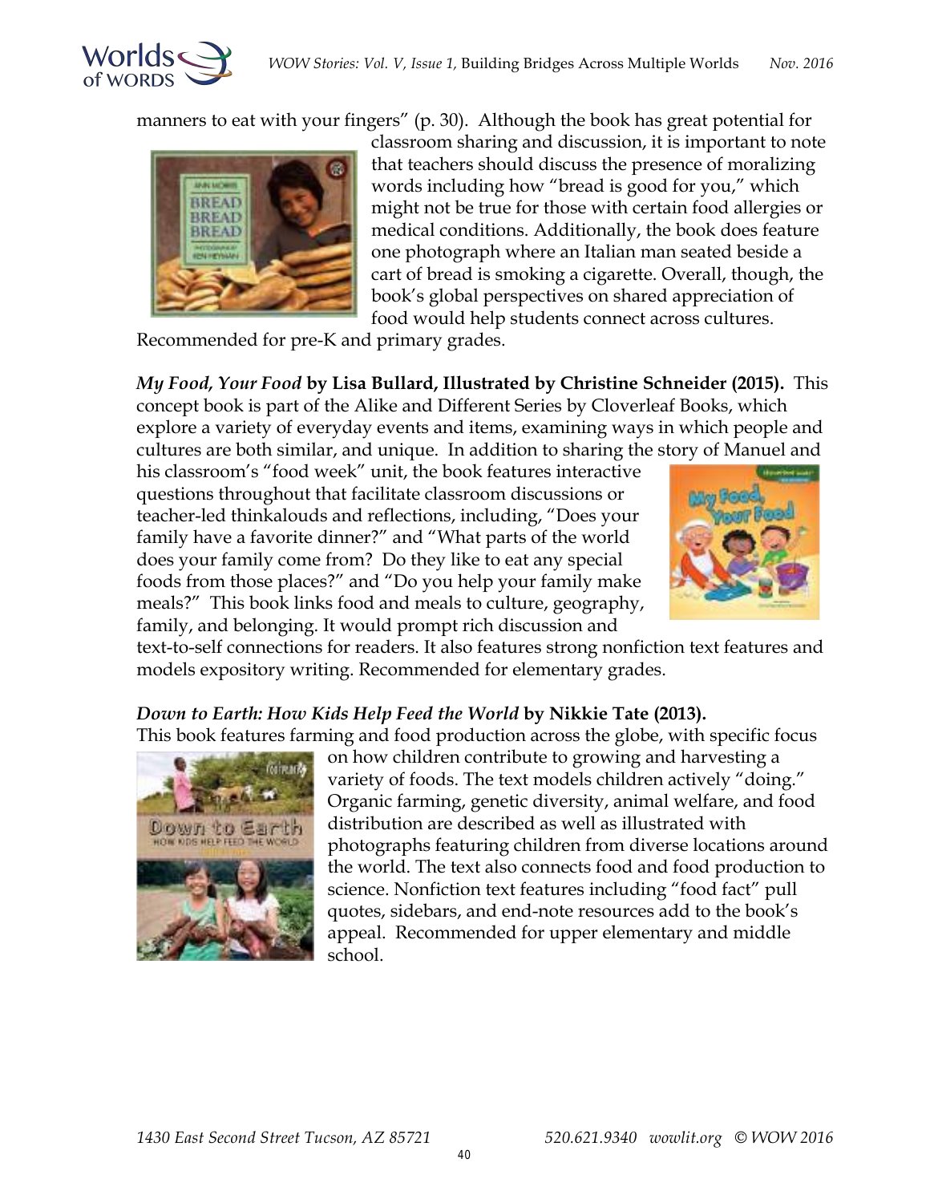manners to eat with your fingers" (p. 30). Although the book has great potential for classroom sharing and discussion, it is important to note that teachers should discuss the presence of moralizing words including how "bread is good for you," which might not be true for those with certain food allergies or medical conditions. Additionally, the book does feature one photograph where an Italian man seated beside a cart of bread is smoking a cigarette. Overall, though, the book's global perspectives on shared appreciation of food would help students connect across cultures. Recommended for pre-K and primary grades.

***My Food, Your Food* by Lisa Bullard, Illustrated by Christine Schneider (2015).** This concept book is part of the Alike and Different Series by Cloverleaf Books, which explore a variety of everyday events and items, examining ways in which people and cultures are both similar, and unique. In addition to sharing the story of Manuel and his classroom's "food week" unit, the book features interactive questions throughout that facilitate classroom discussions or teacher-led thinkalouds and reflections, including, "Does your family have a favorite dinner?" and "What parts of the world does your family come from? Do they like to eat any special foods from those places?" and "Do you help your family make meals?" This book links food and meals to culture, geography, family, and belonging. It would prompt rich discussion and text-to-self connections for readers. It also features strong nonfiction text features and models expository writing. Recommended for elementary grades.

***Down to Earth: How Kids Help Feed the World* by Nikkie Tate (2013).**
This book features farming and food production across the globe, with specific focus on how children contribute to growing and harvesting a variety of foods. The text models children actively "doing." Organic farming, genetic diversity, animal welfare, and food distribution are described as well as illustrated with photographs featuring children from diverse locations around the world. The text also connects food and food production to science. Nonfiction text features including "food fact" pull quotes, sidebars, and end-note resources add to the book's appeal. Recommended for upper elementary and middle school.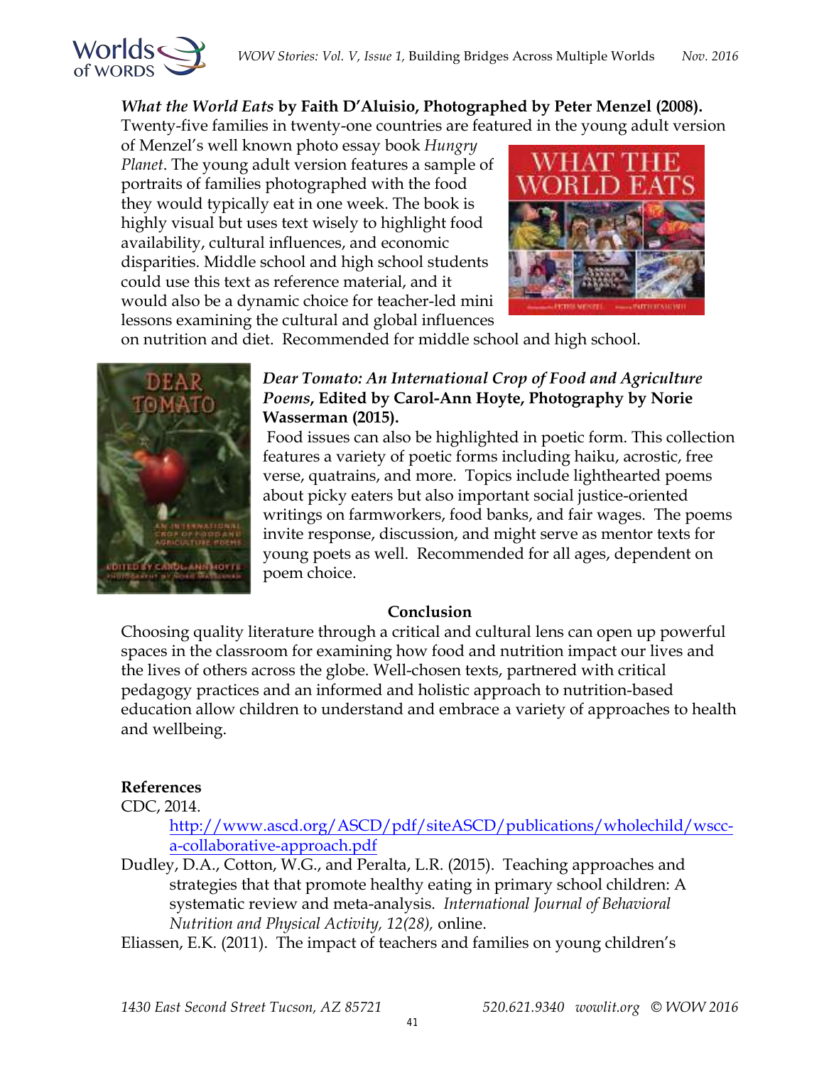***What the World Eats* by Faith D'Aluisio, Photographed by Peter Menzel (2008).** Twenty-five families in twenty-one countries are featured in the young adult version of Menzel's well known photo essay book *Hungry Planet*. The young adult version features a sample of portraits of families photographed with the food they would typically eat in one week. The book is highly visual but uses text wisely to highlight food availability, cultural influences, and economic disparities. Middle school and high school students could use this text as reference material, and it would also be a dynamic choice for teacher-led mini lessons examining the cultural and global influences on nutrition and diet. Recommended for middle school and high school.

***Dear Tomato: An International Crop of Food and Agriculture Poems*, Edited by Carol-Ann Hoyte, Photography by Norie Wasserman (2015).**
Food issues can also be highlighted in poetic form. This collection features a variety of poetic forms including haiku, acrostic, free verse, quatrains, and more. Topics include lighthearted poems about picky eaters but also important social justice-oriented writings on farmworkers, food banks, and fair wages. The poems invite response, discussion, and might serve as mentor texts for young poets as well. Recommended for all ages, dependent on poem choice.

## Conclusion

Choosing quality literature through a critical and cultural lens can open up powerful spaces in the classroom for examining how food and nutrition impact our lives and the lives of others across the globe. Well-chosen texts, partnered with critical pedagogy practices and an informed and holistic approach to nutrition-based education allow children to understand and embrace a variety of approaches to health and wellbeing.

**References**

CDC, 2014. http://www.ascd.org/ASCD/pdf/siteASCD/publications/wholechild/wscc-a-collaborative-approach.pdf

Dudley, D.A., Cotton, W.G., and Peralta, L.R. (2015). Teaching approaches and strategies that that promote healthy eating in primary school children: A systematic review and meta-analysis. *International Journal of Behavioral Nutrition and Physical Activity, 12(28),* online.

Eliassen, E.K. (2011). The impact of teachers and families on young children's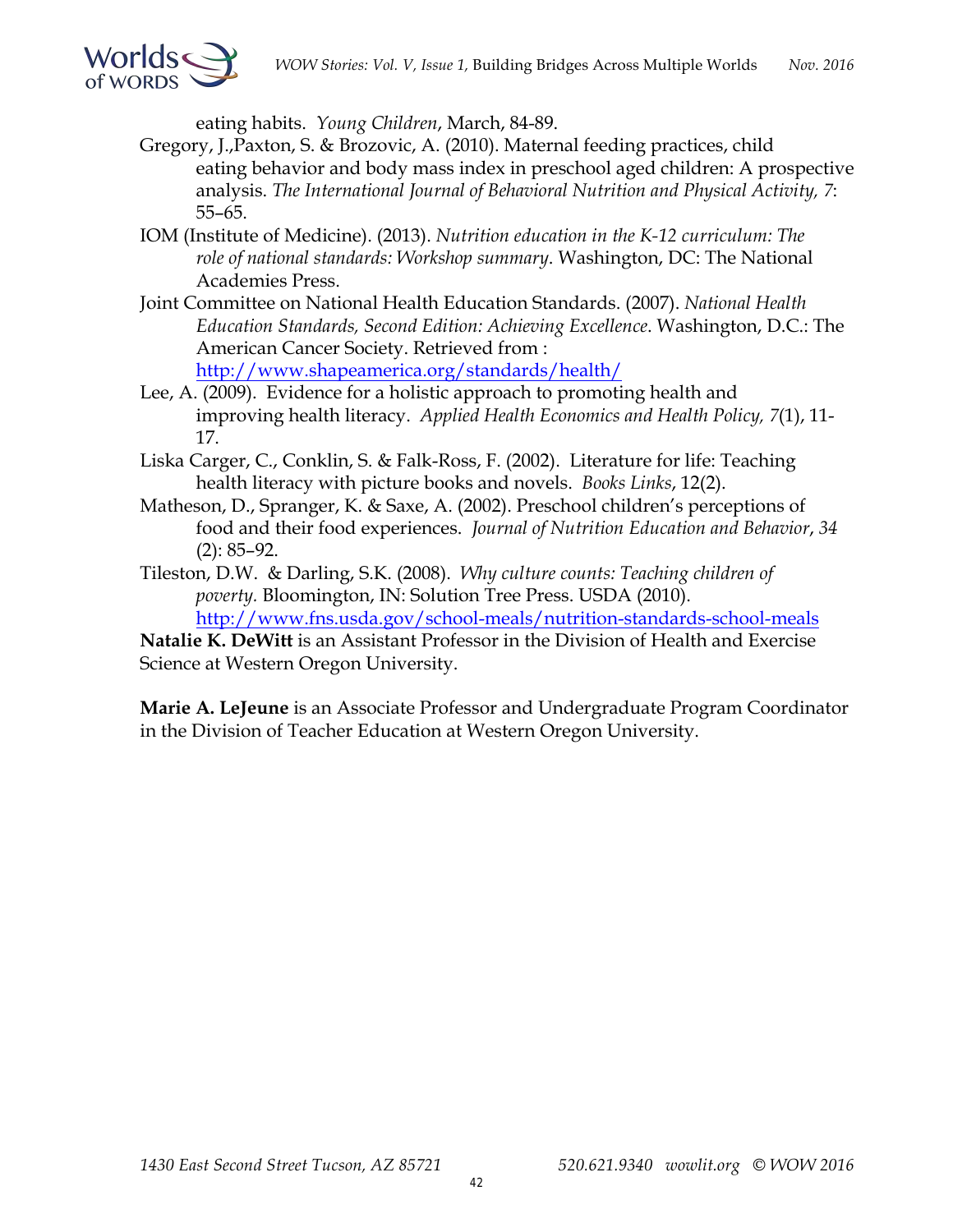eating habits. *Young Children*, March, 84-89.

Gregory, J.,Paxton, S. & Brozovic, A. (2010). Maternal feeding practices, child eating behavior and body mass index in preschool aged children: A prospective analysis. *The International Journal of Behavioral Nutrition and Physical Activity, 7*: 55–65.

IOM (Institute of Medicine). (2013). *Nutrition education in the K-12 curriculum: The role of national standards: Workshop summary*. Washington, DC: The National Academies Press.

Joint Committee on National Health Education Standards. (2007). *National Health Education Standards, Second Edition: Achieving Excellence*. Washington, D.C.: The American Cancer Society. Retrieved from : http://www.shapeamerica.org/standards/health/

Lee, A. (2009). Evidence for a holistic approach to promoting health and improving health literacy. *Applied Health Economics and Health Policy, 7*(1), 11-17.

Liska Carger, C., Conklin, S. & Falk-Ross, F. (2002). Literature for life: Teaching health literacy with picture books and novels. *Books Links*, 12(2).

Matheson, D., Spranger, K. & Saxe, A. (2002). Preschool children's perceptions of food and their food experiences. *Journal of Nutrition Education and Behavior*, *34* (2): 85–92.

Tileston, D.W. & Darling, S.K. (2008). *Why culture counts: Teaching children of poverty.* Bloomington, IN: Solution Tree Press. USDA (2010). http://www.fns.usda.gov/school-meals/nutrition-standards-school-meals

**Natalie K. DeWitt** is an Assistant Professor in the Division of Health and Exercise Science at Western Oregon University.

**Marie A. LeJeune** is an Associate Professor and Undergraduate Program Coordinator in the Division of Teacher Education at Western Oregon University.